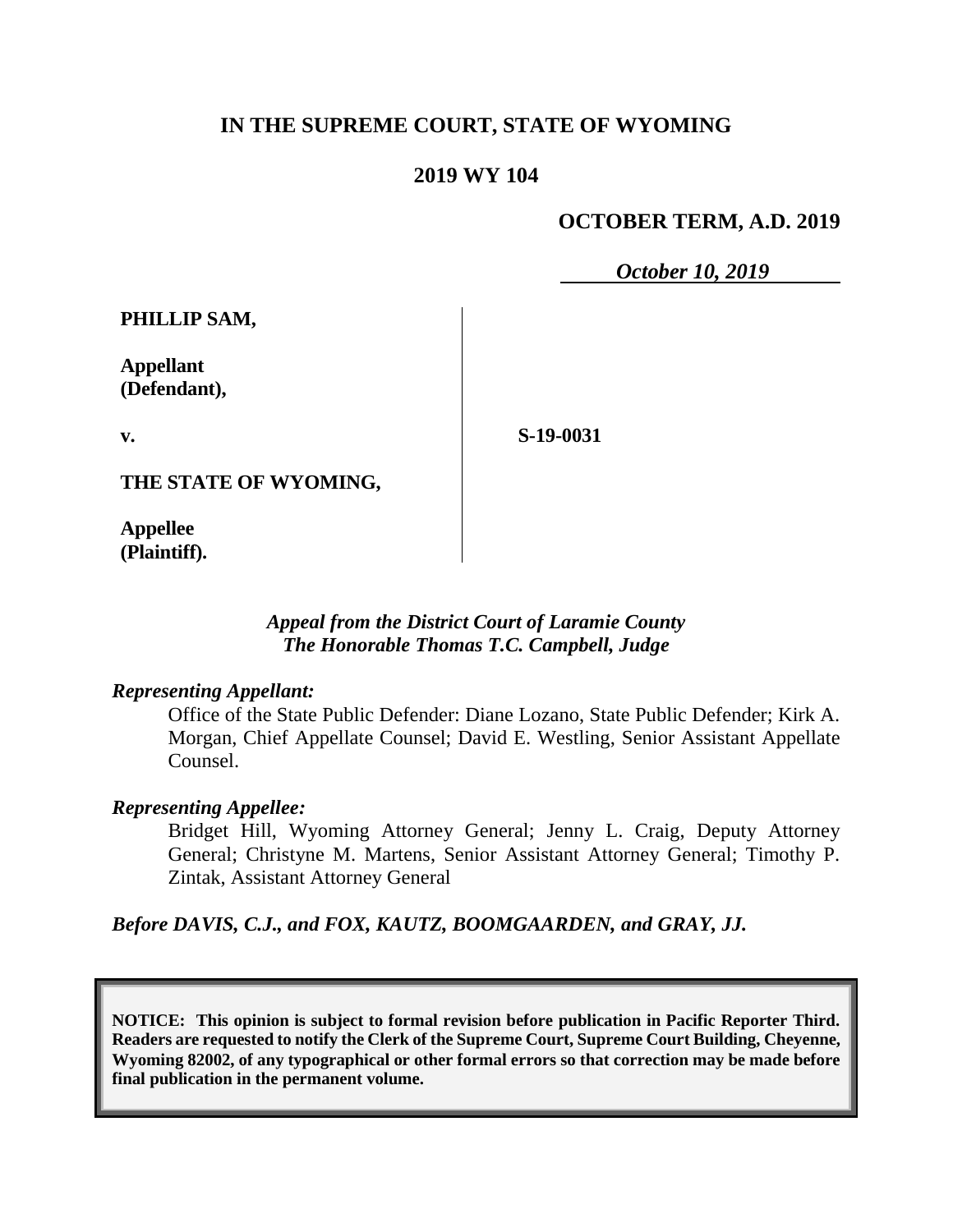# IN THE SUPREME COURT, STATE OF WYOMING

## 2019 WY 104

**OCTOBER TERM, A.D. 2019**

***October 10, 2019***

| | |
|---|---|
| **PHILLIP SAM,**<br><br>**Appellant (Defendant),**<br><br>**v.**<br><br>**THE STATE OF WYOMING,**<br><br>**Appellee (Plaintiff).** | **S-19-0031** |

***Appeal from the District Court of Laramie County***
***The Honorable Thomas T.C. Campbell, Judge***

***Representing Appellant:***

Office of the State Public Defender: Diane Lozano, State Public Defender; Kirk A. Morgan, Chief Appellate Counsel; David E. Westling, Senior Assistant Appellate Counsel.

***Representing Appellee:***

Bridget Hill, Wyoming Attorney General; Jenny L. Craig, Deputy Attorney General; Christyne M. Martens, Senior Assistant Attorney General; Timothy P. Zintak, Assistant Attorney General

***Before DAVIS, C.J., and FOX, KAUTZ, BOOMGAARDEN, and GRAY, JJ.***

**NOTICE: This opinion is subject to formal revision before publication in Pacific Reporter Third. Readers are requested to notify the Clerk of the Supreme Court, Supreme Court Building, Cheyenne, Wyoming 82002, of any typographical or other formal errors so that correction may be made before final publication in the permanent volume.**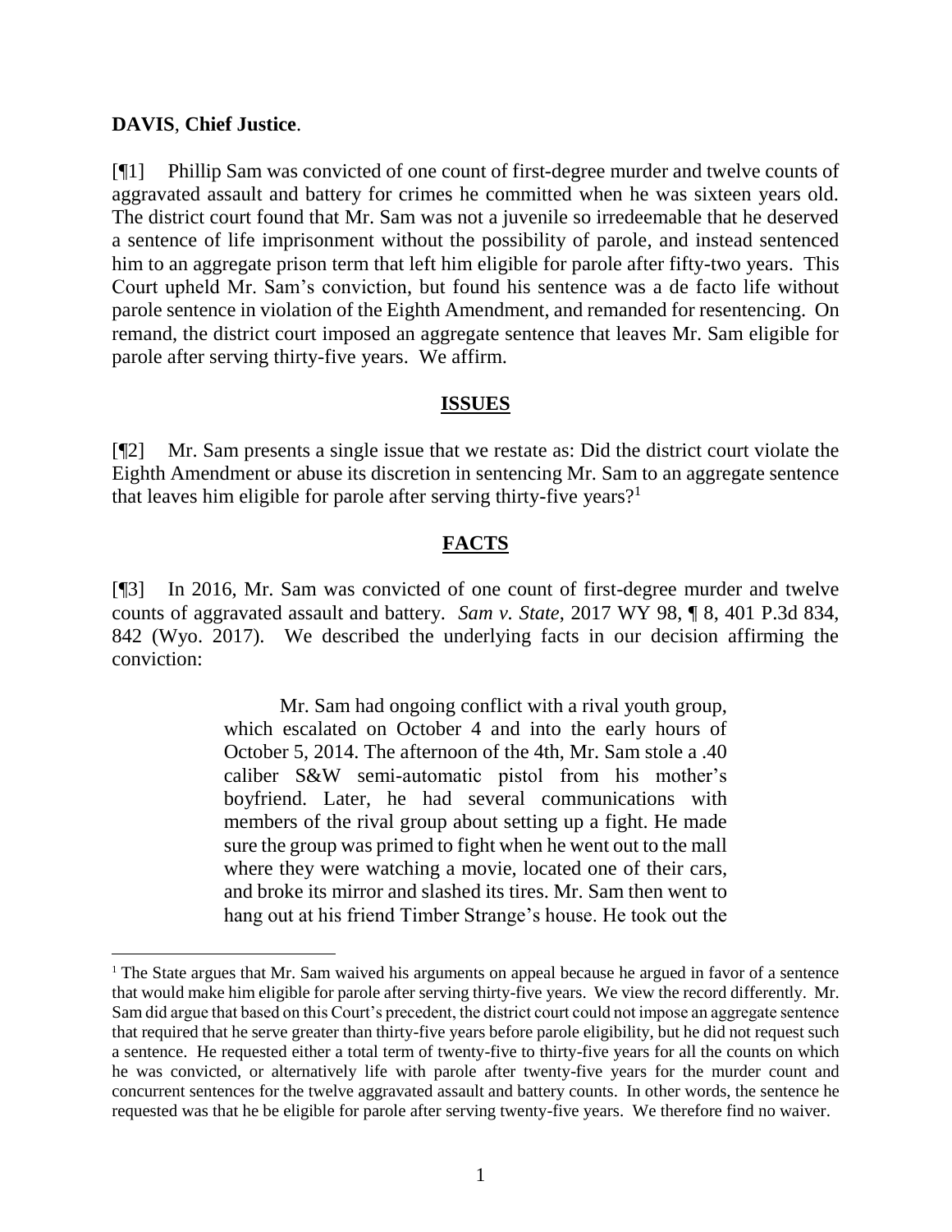**DAVIS**, **Chief Justice**.

[¶1] Phillip Sam was convicted of one count of first-degree murder and twelve counts of aggravated assault and battery for crimes he committed when he was sixteen years old. The district court found that Mr. Sam was not a juvenile so irredeemable that he deserved a sentence of life imprisonment without the possibility of parole, and instead sentenced him to an aggregate prison term that left him eligible for parole after fifty-two years. This Court upheld Mr. Sam's conviction, but found his sentence was a de facto life without parole sentence in violation of the Eighth Amendment, and remanded for resentencing. On remand, the district court imposed an aggregate sentence that leaves Mr. Sam eligible for parole after serving thirty-five years. We affirm.

## ISSUES

[¶2] Mr. Sam presents a single issue that we restate as: Did the district court violate the Eighth Amendment or abuse its discretion in sentencing Mr. Sam to an aggregate sentence that leaves him eligible for parole after serving thirty-five years?[1]

## FACTS

[¶3] In 2016, Mr. Sam was convicted of one count of first-degree murder and twelve counts of aggravated assault and battery. *Sam v. State*, 2017 WY 98, ¶ 8, 401 P.3d 834, 842 (Wyo. 2017). We described the underlying facts in our decision affirming the conviction:

> Mr. Sam had ongoing conflict with a rival youth group, which escalated on October 4 and into the early hours of October 5, 2014. The afternoon of the 4th, Mr. Sam stole a .40 caliber S&W semi-automatic pistol from his mother's boyfriend. Later, he had several communications with members of the rival group about setting up a fight. He made sure the group was primed to fight when he went out to the mall where they were watching a movie, located one of their cars, and broke its mirror and slashed its tires. Mr. Sam then went to hang out at his friend Timber Strange's house. He took out the

---

[1] The State argues that Mr. Sam waived his arguments on appeal because he argued in favor of a sentence that would make him eligible for parole after serving thirty-five years. We view the record differently. Mr. Sam did argue that based on this Court's precedent, the district court could not impose an aggregate sentence that required that he serve greater than thirty-five years before parole eligibility, but he did not request such a sentence. He requested either a total term of twenty-five to thirty-five years for all the counts on which he was convicted, or alternatively life with parole after twenty-five years for the murder count and concurrent sentences for the twelve aggravated assault and battery counts. In other words, the sentence he requested was that he be eligible for parole after serving twenty-five years. We therefore find no waiver.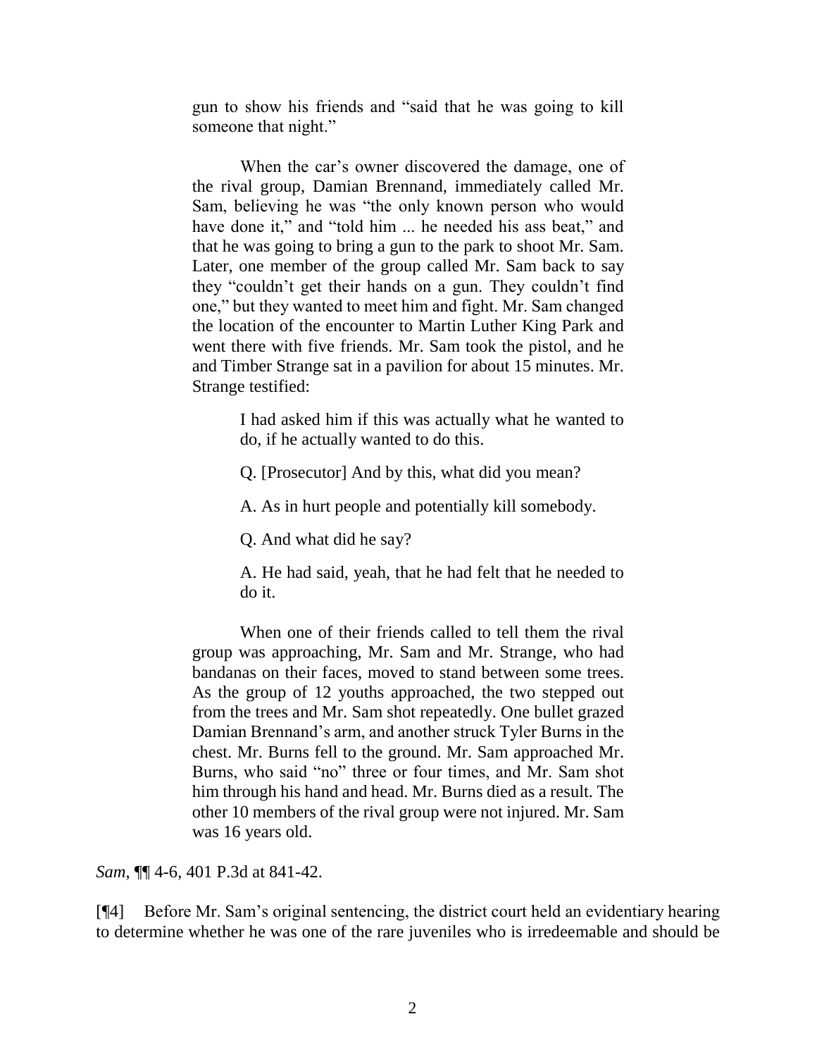> gun to show his friends and "said that he was going to kill someone that night."
>
> When the car's owner discovered the damage, one of the rival group, Damian Brennand, immediately called Mr. Sam, believing he was "the only known person who would have done it," and "told him ... he needed his ass beat," and that he was going to bring a gun to the park to shoot Mr. Sam. Later, one member of the group called Mr. Sam back to say they "couldn't get their hands on a gun. They couldn't find one," but they wanted to meet him and fight. Mr. Sam changed the location of the encounter to Martin Luther King Park and went there with five friends. Mr. Sam took the pistol, and he and Timber Strange sat in a pavilion for about 15 minutes. Mr. Strange testified:
>
>> I had asked him if this was actually what he wanted to do, if he actually wanted to do this.
>>
>> Q. [Prosecutor] And by this, what did you mean?
>>
>> A. As in hurt people and potentially kill somebody.
>>
>> Q. And what did he say?
>>
>> A. He had said, yeah, that he had felt that he needed to do it.
>
> When one of their friends called to tell them the rival group was approaching, Mr. Sam and Mr. Strange, who had bandanas on their faces, moved to stand between some trees. As the group of 12 youths approached, the two stepped out from the trees and Mr. Sam shot repeatedly. One bullet grazed Damian Brennand's arm, and another struck Tyler Burns in the chest. Mr. Burns fell to the ground. Mr. Sam approached Mr. Burns, who said "no" three or four times, and Mr. Sam shot him through his hand and head. Mr. Burns died as a result. The other 10 members of the rival group were not injured. Mr. Sam was 16 years old.

*Sam*, ¶¶ 4-6, 401 P.3d at 841-42.

[¶4] Before Mr. Sam's original sentencing, the district court held an evidentiary hearing to determine whether he was one of the rare juveniles who is irredeemable and should be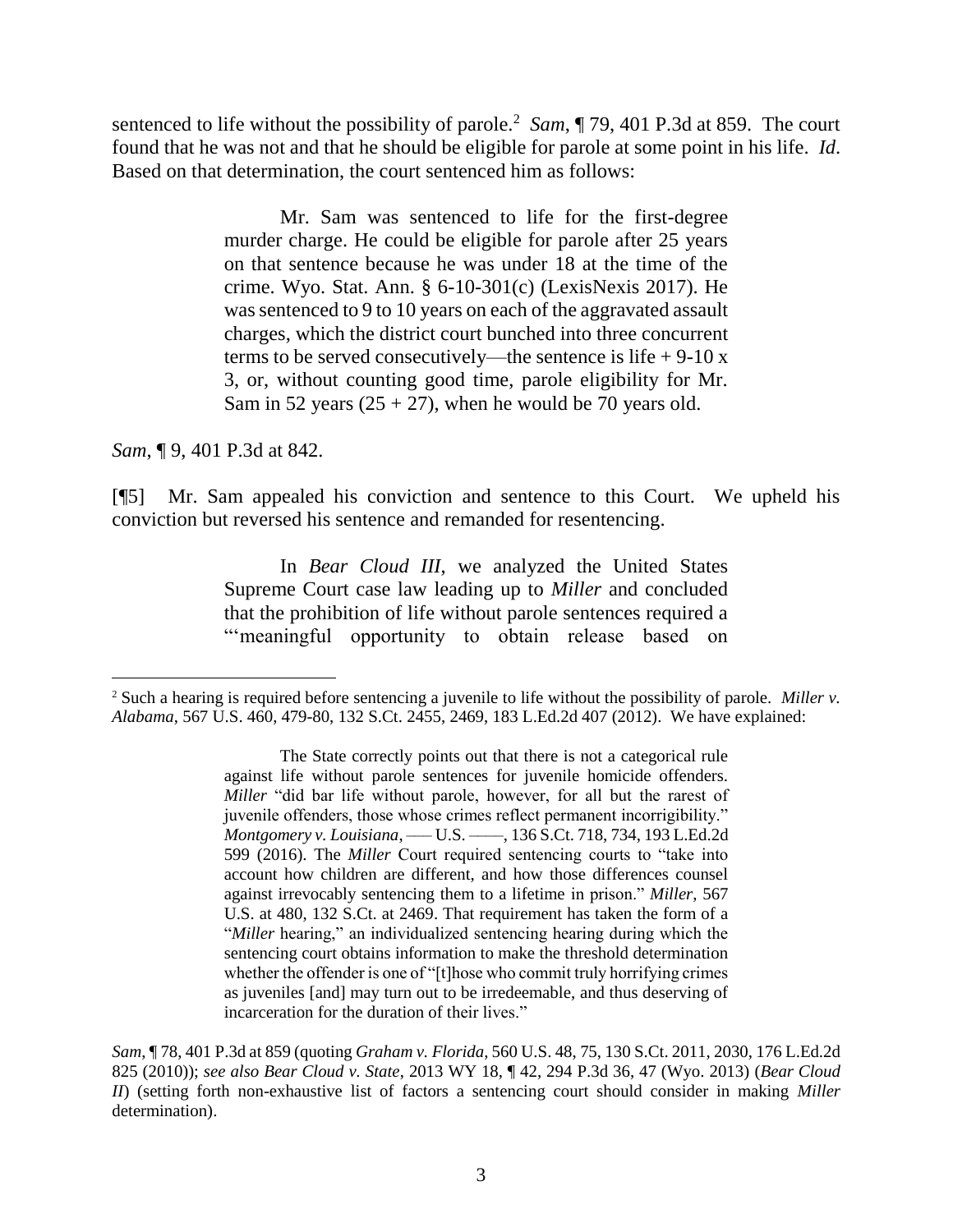sentenced to life without the possibility of parole.[2] *Sam*, ¶ 79, 401 P.3d at 859. The court found that he was not and that he should be eligible for parole at some point in his life. *Id*. Based on that determination, the court sentenced him as follows:

> Mr. Sam was sentenced to life for the first-degree murder charge. He could be eligible for parole after 25 years on that sentence because he was under 18 at the time of the crime. Wyo. Stat. Ann. § 6-10-301(c) (LexisNexis 2017). He was sentenced to 9 to 10 years on each of the aggravated assault charges, which the district court bunched into three concurrent terms to be served consecutively—the sentence is life + 9-10 x 3, or, without counting good time, parole eligibility for Mr. Sam in 52 years (25 + 27), when he would be 70 years old.

*Sam*, ¶ 9, 401 P.3d at 842.

[¶5] Mr. Sam appealed his conviction and sentence to this Court. We upheld his conviction but reversed his sentence and remanded for resentencing.

> In *Bear Cloud III*, we analyzed the United States Supreme Court case law leading up to *Miller* and concluded that the prohibition of life without parole sentences required a "'meaningful opportunity to obtain release based on

---

[2] Such a hearing is required before sentencing a juvenile to life without the possibility of parole. *Miller v. Alabama*, 567 U.S. 460, 479-80, 132 S.Ct. 2455, 2469, 183 L.Ed.2d 407 (2012). We have explained:

> The State correctly points out that there is not a categorical rule against life without parole sentences for juvenile homicide offenders. *Miller* "did bar life without parole, however, for all but the rarest of juvenile offenders, those whose crimes reflect permanent incorrigibility." *Montgomery v. Louisiana*, ––– U.S. ––––, 136 S.Ct. 718, 734, 193 L.Ed.2d 599 (2016). The *Miller* Court required sentencing courts to "take into account how children are different, and how those differences counsel against irrevocably sentencing them to a lifetime in prison." *Miller*, 567 U.S. at 480, 132 S.Ct. at 2469. That requirement has taken the form of a "*Miller* hearing," an individualized sentencing hearing during which the sentencing court obtains information to make the threshold determination whether the offender is one of "[t]hose who commit truly horrifying crimes as juveniles [and] may turn out to be irredeemable, and thus deserving of incarceration for the duration of their lives."

*Sam*, ¶ 78, 401 P.3d at 859 (quoting *Graham v. Florida*, 560 U.S. 48, 75, 130 S.Ct. 2011, 2030, 176 L.Ed.2d 825 (2010)); *see also Bear Cloud v. State*, 2013 WY 18, ¶ 42, 294 P.3d 36, 47 (Wyo. 2013) (*Bear Cloud II*) (setting forth non-exhaustive list of factors a sentencing court should consider in making *Miller* determination).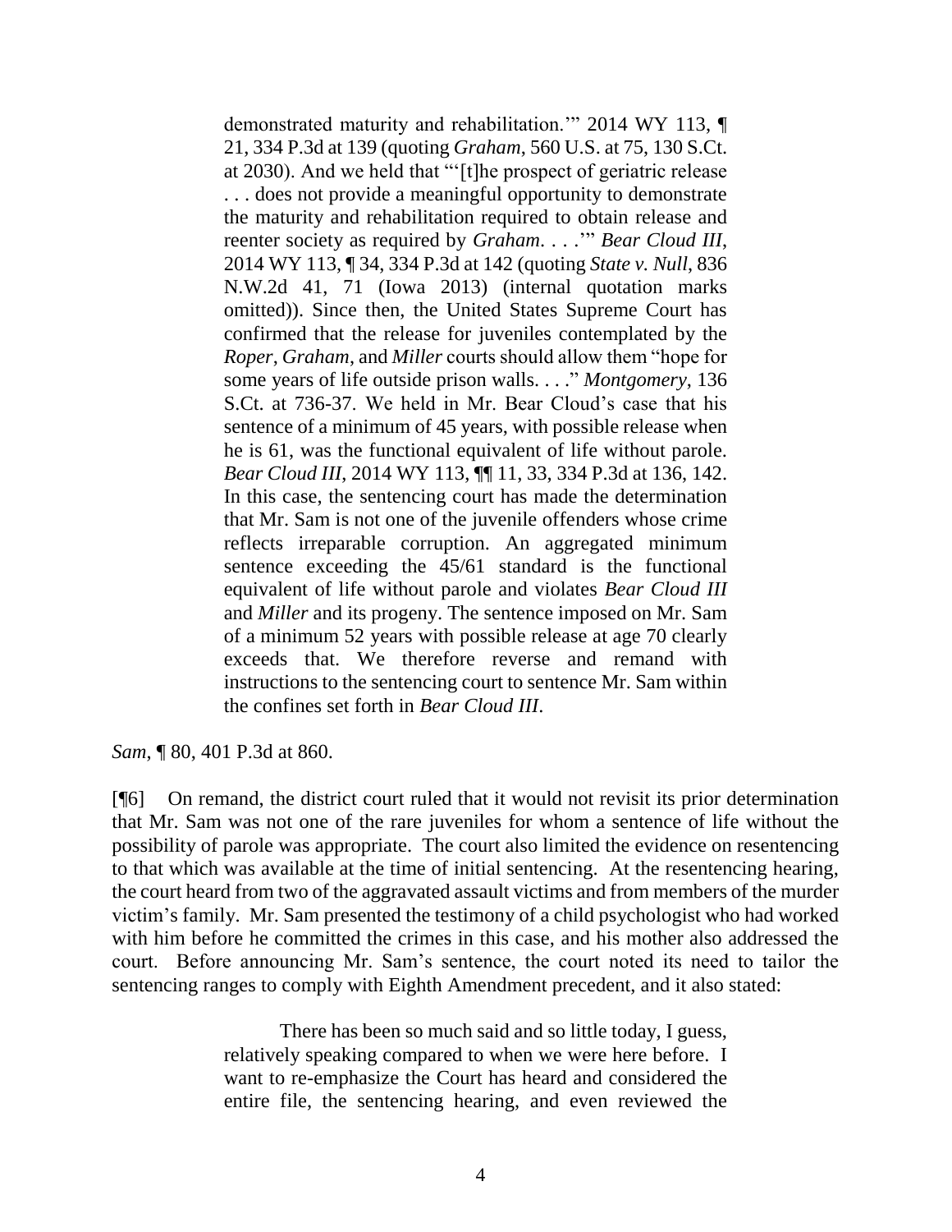> demonstrated maturity and rehabilitation.'" 2014 WY 113, ¶ 21, 334 P.3d at 139 (quoting *Graham*, 560 U.S. at 75, 130 S.Ct. at 2030). And we held that "'[t]he prospect of geriatric release . . . does not provide a meaningful opportunity to demonstrate the maturity and rehabilitation required to obtain release and reenter society as required by *Graham*. . . .'" *Bear Cloud III*, 2014 WY 113, ¶ 34, 334 P.3d at 142 (quoting *State v. Null*, 836 N.W.2d 41, 71 (Iowa 2013) (internal quotation marks omitted)). Since then, the United States Supreme Court has confirmed that the release for juveniles contemplated by the *Roper*, *Graham*, and *Miller* courts should allow them "hope for some years of life outside prison walls. . . ." *Montgomery*, 136 S.Ct. at 736-37. We held in Mr. Bear Cloud's case that his sentence of a minimum of 45 years, with possible release when he is 61, was the functional equivalent of life without parole. *Bear Cloud III*, 2014 WY 113, ¶¶ 11, 33, 334 P.3d at 136, 142. In this case, the sentencing court has made the determination that Mr. Sam is not one of the juvenile offenders whose crime reflects irreparable corruption. An aggregated minimum sentence exceeding the 45/61 standard is the functional equivalent of life without parole and violates *Bear Cloud III* and *Miller* and its progeny. The sentence imposed on Mr. Sam of a minimum 52 years with possible release at age 70 clearly exceeds that. We therefore reverse and remand with instructions to the sentencing court to sentence Mr. Sam within the confines set forth in *Bear Cloud III*.

*Sam*, ¶ 80, 401 P.3d at 860.

[¶6] On remand, the district court ruled that it would not revisit its prior determination that Mr. Sam was not one of the rare juveniles for whom a sentence of life without the possibility of parole was appropriate. The court also limited the evidence on resentencing to that which was available at the time of initial sentencing. At the resentencing hearing, the court heard from two of the aggravated assault victims and from members of the murder victim's family. Mr. Sam presented the testimony of a child psychologist who had worked with him before he committed the crimes in this case, and his mother also addressed the court. Before announcing Mr. Sam's sentence, the court noted its need to tailor the sentencing ranges to comply with Eighth Amendment precedent, and it also stated:

> There has been so much said and so little today, I guess, relatively speaking compared to when we were here before. I want to re-emphasize the Court has heard and considered the entire file, the sentencing hearing, and even reviewed the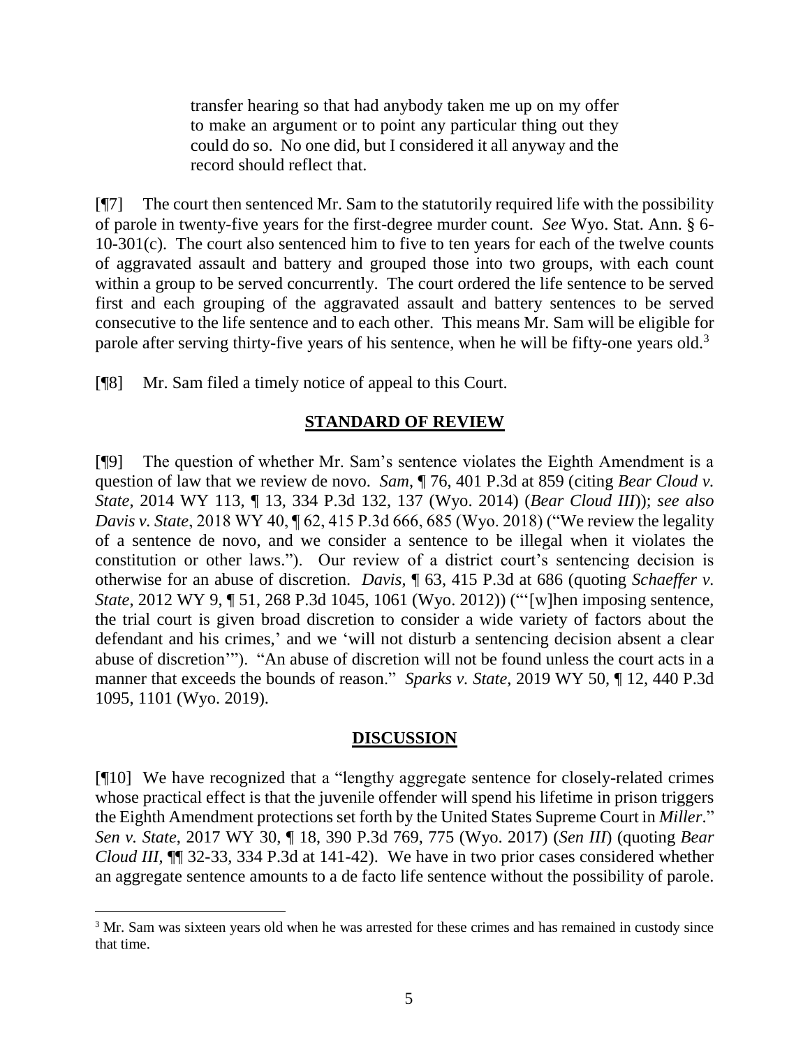> transfer hearing so that had anybody taken me up on my offer to make an argument or to point any particular thing out they could do so. No one did, but I considered it all anyway and the record should reflect that.

[¶7] The court then sentenced Mr. Sam to the statutorily required life with the possibility of parole in twenty-five years for the first-degree murder count. *See* Wyo. Stat. Ann. § 6-10-301(c). The court also sentenced him to five to ten years for each of the twelve counts of aggravated assault and battery and grouped those into two groups, with each count within a group to be served concurrently. The court ordered the life sentence to be served first and each grouping of the aggravated assault and battery sentences to be served consecutive to the life sentence and to each other. This means Mr. Sam will be eligible for parole after serving thirty-five years of his sentence, when he will be fifty-one years old.[3]

[¶8] Mr. Sam filed a timely notice of appeal to this Court.

## STANDARD OF REVIEW

[¶9] The question of whether Mr. Sam's sentence violates the Eighth Amendment is a question of law that we review de novo. *Sam*, ¶ 76, 401 P.3d at 859 (citing *Bear Cloud v. State*, 2014 WY 113, ¶ 13, 334 P.3d 132, 137 (Wyo. 2014) (*Bear Cloud III*)); *see also Davis v. State*, 2018 WY 40, ¶ 62, 415 P.3d 666, 685 (Wyo. 2018) ("We review the legality of a sentence de novo, and we consider a sentence to be illegal when it violates the constitution or other laws."). Our review of a district court's sentencing decision is otherwise for an abuse of discretion. *Davis*, ¶ 63, 415 P.3d at 686 (quoting *Schaeffer v. State*, 2012 WY 9, ¶ 51, 268 P.3d 1045, 1061 (Wyo. 2012)) ("'[w]hen imposing sentence, the trial court is given broad discretion to consider a wide variety of factors about the defendant and his crimes,' and we 'will not disturb a sentencing decision absent a clear abuse of discretion'"). "An abuse of discretion will not be found unless the court acts in a manner that exceeds the bounds of reason." *Sparks v. State*, 2019 WY 50, ¶ 12, 440 P.3d 1095, 1101 (Wyo. 2019).

## DISCUSSION

[¶10] We have recognized that a "lengthy aggregate sentence for closely-related crimes whose practical effect is that the juvenile offender will spend his lifetime in prison triggers the Eighth Amendment protections set forth by the United States Supreme Court in *Miller*." *Sen v. State*, 2017 WY 30, ¶ 18, 390 P.3d 769, 775 (Wyo. 2017) (*Sen III*) (quoting *Bear Cloud III*, ¶¶ 32-33, 334 P.3d at 141-42). We have in two prior cases considered whether an aggregate sentence amounts to a de facto life sentence without the possibility of parole.

---

[3] Mr. Sam was sixteen years old when he was arrested for these crimes and has remained in custody since that time.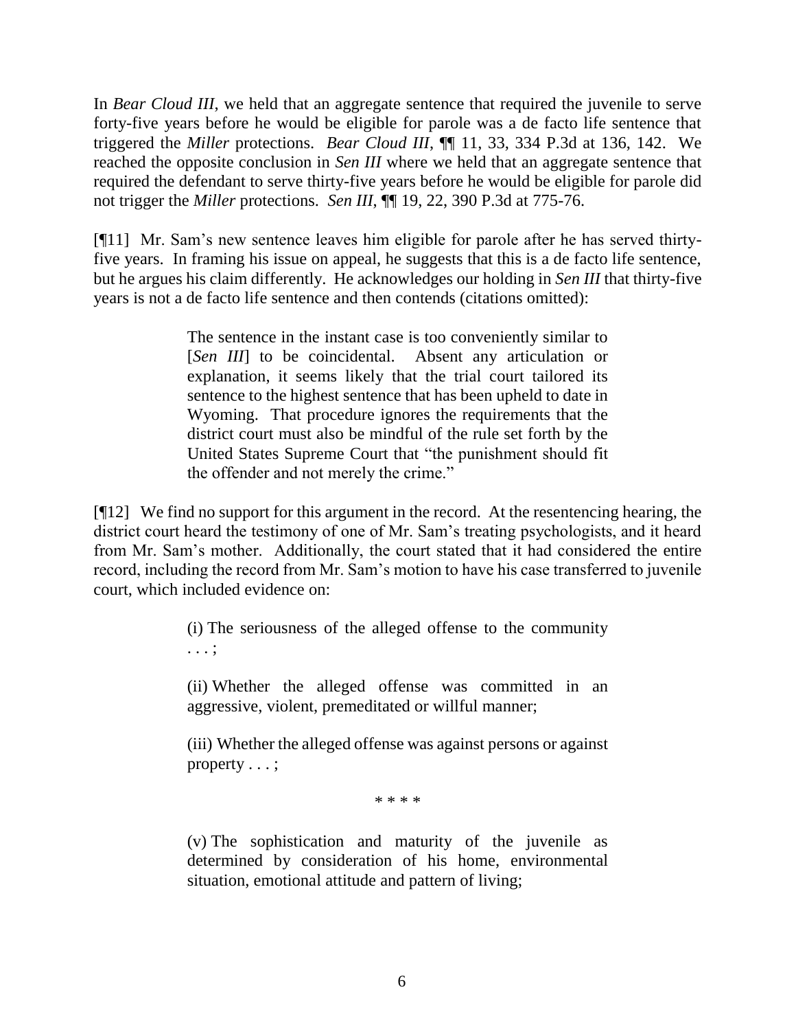In *Bear Cloud III*, we held that an aggregate sentence that required the juvenile to serve forty-five years before he would be eligible for parole was a de facto life sentence that triggered the *Miller* protections. *Bear Cloud III*, ¶¶ 11, 33, 334 P.3d at 136, 142. We reached the opposite conclusion in *Sen III* where we held that an aggregate sentence that required the defendant to serve thirty-five years before he would be eligible for parole did not trigger the *Miller* protections. *Sen III*, ¶¶ 19, 22, 390 P.3d at 775-76.

[¶11] Mr. Sam's new sentence leaves him eligible for parole after he has served thirty-five years. In framing his issue on appeal, he suggests that this is a de facto life sentence, but he argues his claim differently. He acknowledges our holding in *Sen III* that thirty-five years is not a de facto life sentence and then contends (citations omitted):

> The sentence in the instant case is too conveniently similar to [*Sen III*] to be coincidental. Absent any articulation or explanation, it seems likely that the trial court tailored its sentence to the highest sentence that has been upheld to date in Wyoming. That procedure ignores the requirements that the district court must also be mindful of the rule set forth by the United States Supreme Court that "the punishment should fit the offender and not merely the crime."

[¶12] We find no support for this argument in the record. At the resentencing hearing, the district court heard the testimony of one of Mr. Sam's treating psychologists, and it heard from Mr. Sam's mother. Additionally, the court stated that it had considered the entire record, including the record from Mr. Sam's motion to have his case transferred to juvenile court, which included evidence on:

> (i) The seriousness of the alleged offense to the community . . . ;
>
> (ii) Whether the alleged offense was committed in an aggressive, violent, premeditated or willful manner;
>
> (iii) Whether the alleged offense was against persons or against property . . . ;
>
> \* \* \* \*
>
> (v) The sophistication and maturity of the juvenile as determined by consideration of his home, environmental situation, emotional attitude and pattern of living;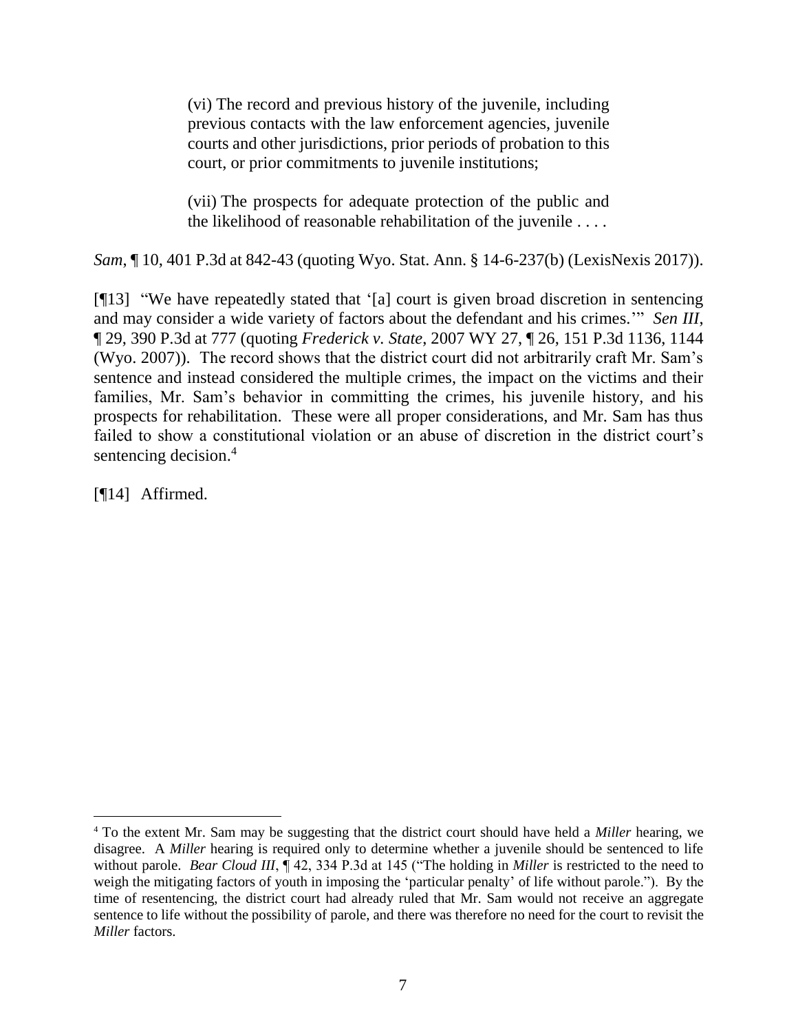> (vi) The record and previous history of the juvenile, including previous contacts with the law enforcement agencies, juvenile courts and other jurisdictions, prior periods of probation to this court, or prior commitments to juvenile institutions;
>
> (vii) The prospects for adequate protection of the public and the likelihood of reasonable rehabilitation of the juvenile . . . .

*Sam*, ¶ 10, 401 P.3d at 842-43 (quoting Wyo. Stat. Ann. § 14-6-237(b) (LexisNexis 2017)).

[¶13] "We have repeatedly stated that '[a] court is given broad discretion in sentencing and may consider a wide variety of factors about the defendant and his crimes.'" *Sen III*, ¶ 29, 390 P.3d at 777 (quoting *Frederick v. State*, 2007 WY 27, ¶ 26, 151 P.3d 1136, 1144 (Wyo. 2007)). The record shows that the district court did not arbitrarily craft Mr. Sam's sentence and instead considered the multiple crimes, the impact on the victims and their families, Mr. Sam's behavior in committing the crimes, his juvenile history, and his prospects for rehabilitation. These were all proper considerations, and Mr. Sam has thus failed to show a constitutional violation or an abuse of discretion in the district court's sentencing decision.[4]

[¶14] Affirmed.

---

[4] To the extent Mr. Sam may be suggesting that the district court should have held a *Miller* hearing, we disagree. A *Miller* hearing is required only to determine whether a juvenile should be sentenced to life without parole. *Bear Cloud III*, ¶ 42, 334 P.3d at 145 ("The holding in *Miller* is restricted to the need to weigh the mitigating factors of youth in imposing the 'particular penalty' of life without parole."). By the time of resentencing, the district court had already ruled that Mr. Sam would not receive an aggregate sentence to life without the possibility of parole, and there was therefore no need for the court to revisit the *Miller* factors.